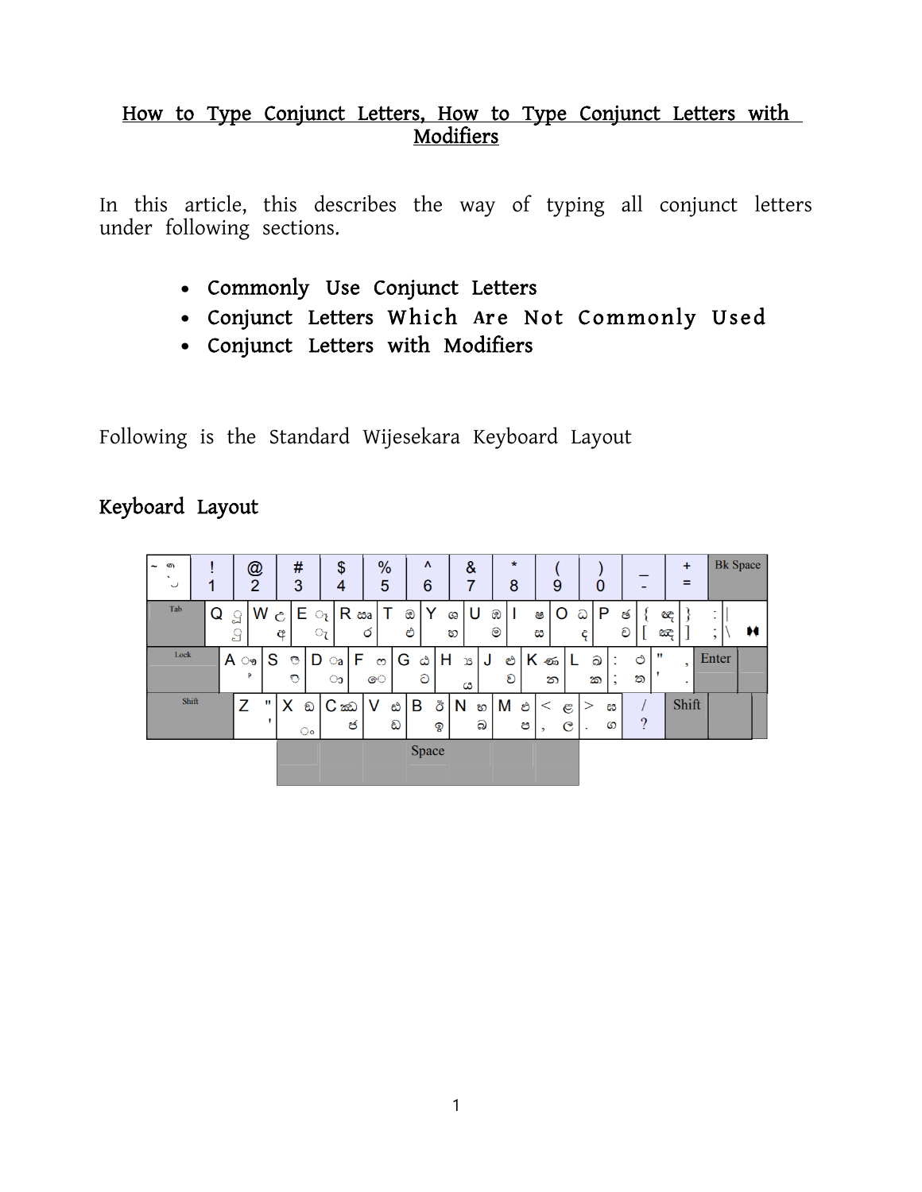# How to Type Conjunct Letters, How to Type Conjunct Letters with Modifiers

In this article, this describes the way of typing all conjunct letters under following sections.

- **Commonly Use Conjunct Letters**
- **Conjunct Letters Which Are Not Commonly Used**
- **Conjunct Letters with Modifiers**

Following is the Standard Wijesekara Keyboard Layout

## Keyboard Layout

| Key | Normal | Shift |
|---|---|---|
| Q | ු | ූ |
| W | අ | උ |
| E | ැ | ෑ |
| R | ර | ඍ |
| T | ඒ | ඔ |
| Y | හ | ශ |
| U | ම | ඹ |
| I | ස | ෂ |
| O | ද | ධ |
| P | ච | ඡ |
| [ { | ඤ | ඥ |
| A | ් | ෟ |
| S | ි | ී |
| D | ා | ෘ |
| F | ෙ | ෆ |
| G | ට | ඨ |
| H | ය | ්‍ය |
| J | ව | ළු |
| K | න | ණ |
| L | ක | ඛ |
| ; : | ත | ථ |
| X | ං | ඞ |
| C | ජ | ඣ |
| V | ඩ | ඪ |
| B | ඉ | ඊ |
| N | බ | භ |
| M | ප | ඵ |
| , < | ල | ළ |
| . > | ග | ඝ |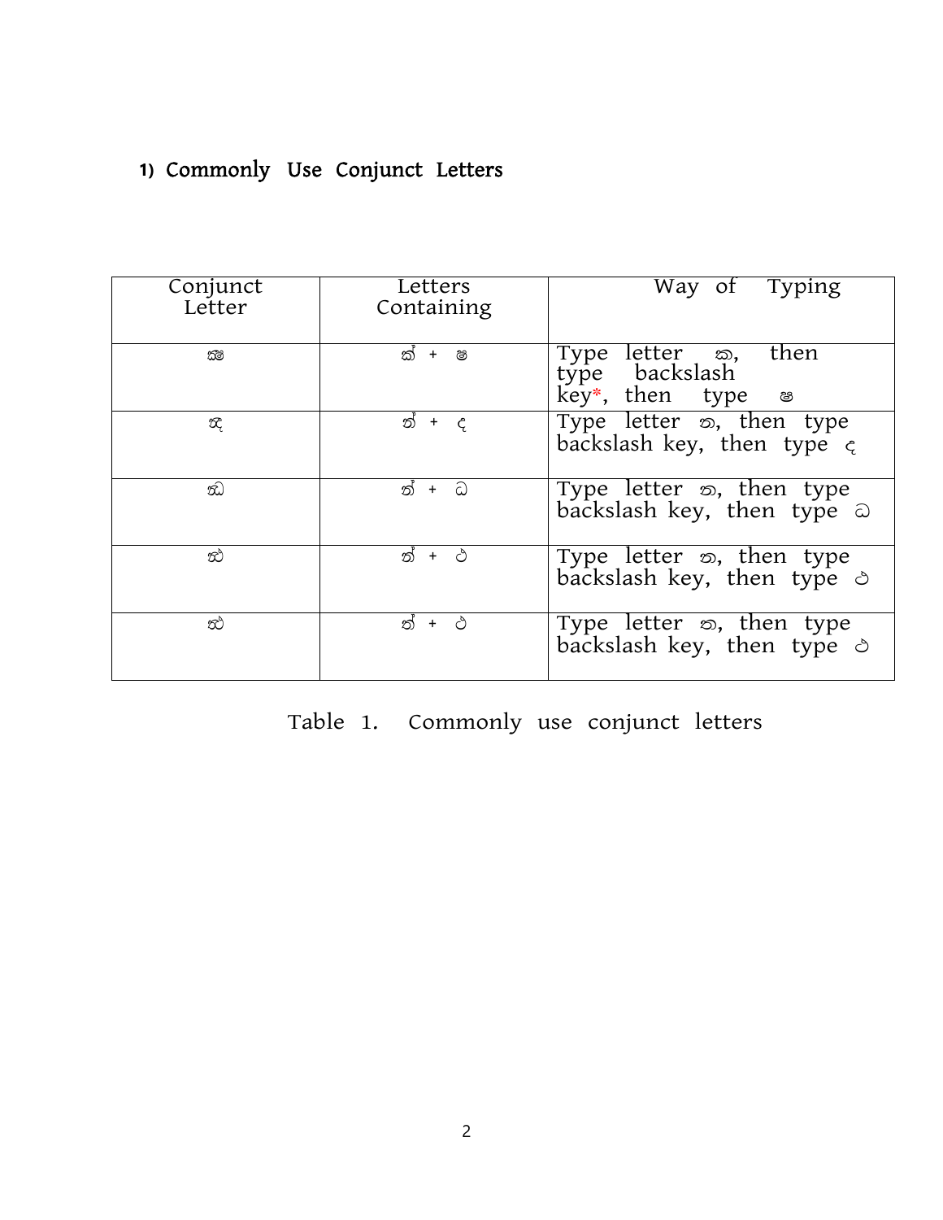## 1) Commonly Use Conjunct Letters

| Conjunct Letter | Letters Containing | Way of Typing |
|---|---|---|
| ක්‍ෂ | ක් + ෂ | Type letter ක, then type backslash key*, then type ෂ |
| ත්‍ථ | ත් + ථ | Type letter ත, then type backslash key, then type ථ |
| ත්‍ධ | ත් + ධ | Type letter ත, then type backslash key, then type ධ |
| ත්‍ව | ත් + ව | Type letter ත, then type backslash key, then type ව |
| ත්‍ව | ත් + ව | Type letter ත, then type backslash key, then type ව |

Table 1. Commonly use conjunct letters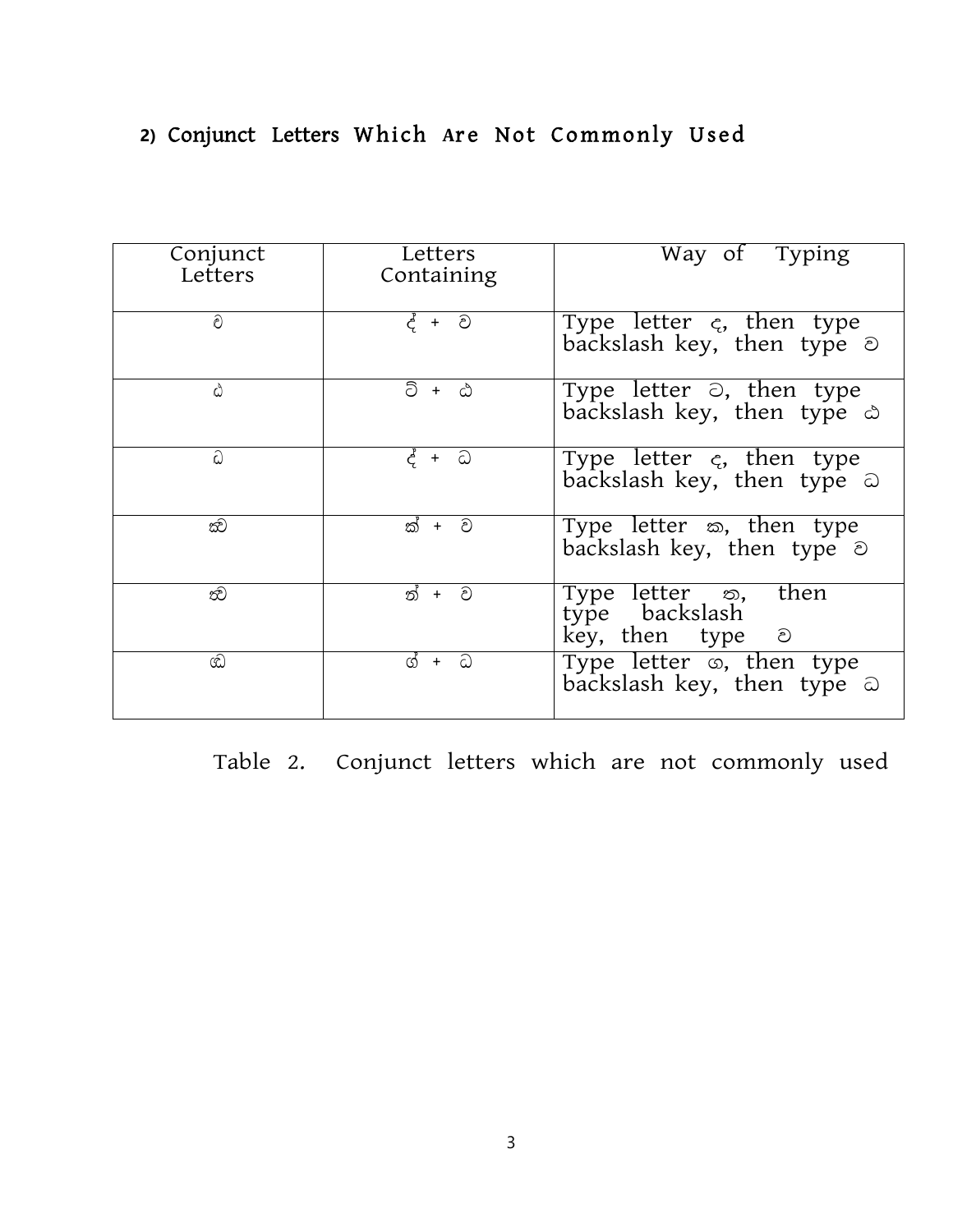## 2) Conjunct Letters Which Are Not Commonly Used

| Conjunct Letters | Letters Containing | Way of Typing |
|---|---|---|
| ඬ | ද් + ව | Type letter ද, then type backslash key, then type ව |
| ඳ | ට් + ඨ | Type letter ට, then type backslash key, then type ඨ |
| ඳ | ද් + ධ | Type letter ද, then type backslash key, then type ධ |
| ක්ව | ක් + ව | Type letter ක, then type backslash key, then type ව |
| ත්ව | ත් + ව | Type letter ත, then type backslash key, then type ව |
| ග්ධ | ග් + ධ | Type letter ග, then type backslash key, then type ධ |

Table 2. Conjunct letters which are not commonly used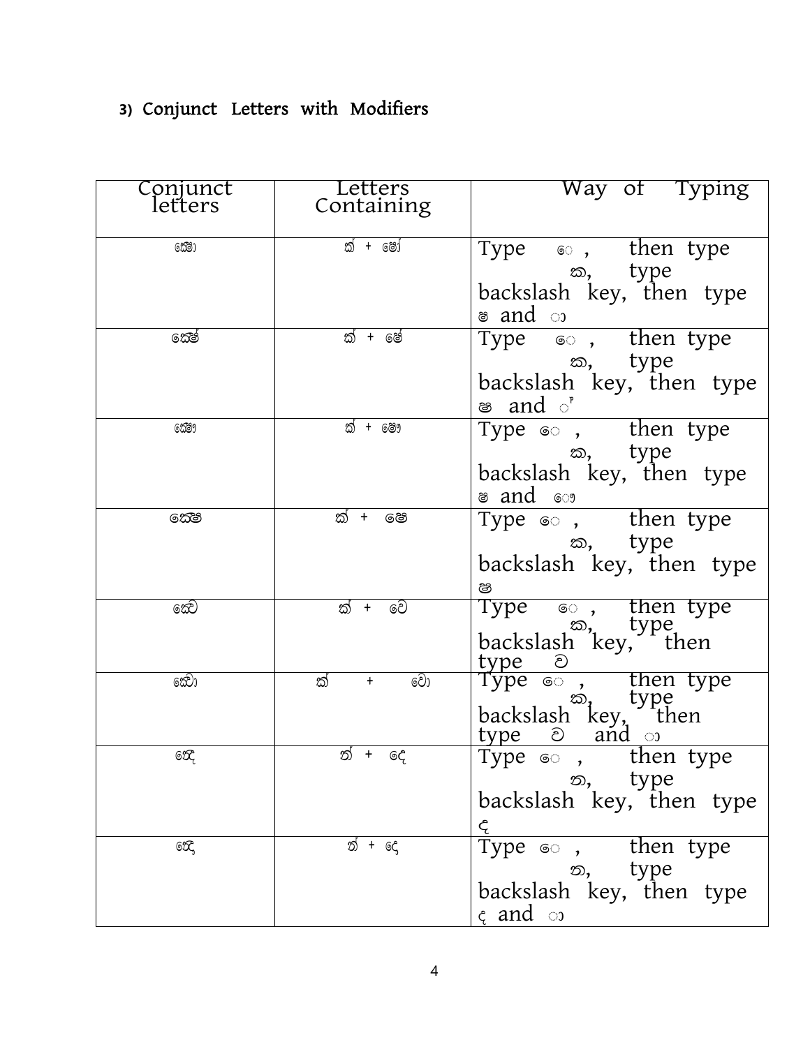### 3) Conjunct Letters with Modifiers

| Conjunct letters | Letters Containing | Way of Typing |
|---|---|---|
| ක්‍ෂෝ | ක් + ෂෝ | Type ෙ , then type ක, type backslash key, then type ෂ and ා |
| ක්‍ෂේ | ක් + ෂේ | Type ෙ , then type ක, type backslash key, then type ෂ and ් |
| ක්‍ෂෞ | ක් + ෂෞ | Type ෙ , then type ක, type backslash key, then type ෂ and ෞ |
| ක්‍ෂෙ | ක් + ෂෙ | Type ෙ , then type ක, type backslash key, then type ෂ |
| ක්‍වෙ | ක් + වෙ | Type ෙ , then type ක, type backslash key, then type ව |
| ක්‍වො | ක් + වො | Type ෙ , then type ක, type backslash key, then type ව and ා |
| න්‍දෙ | න් + දෙ | Type ෙ , then type න, type backslash key, then type ද |
| න්‍දො | න් + දො | Type ෙ , then type න, type backslash key, then type ද and ා |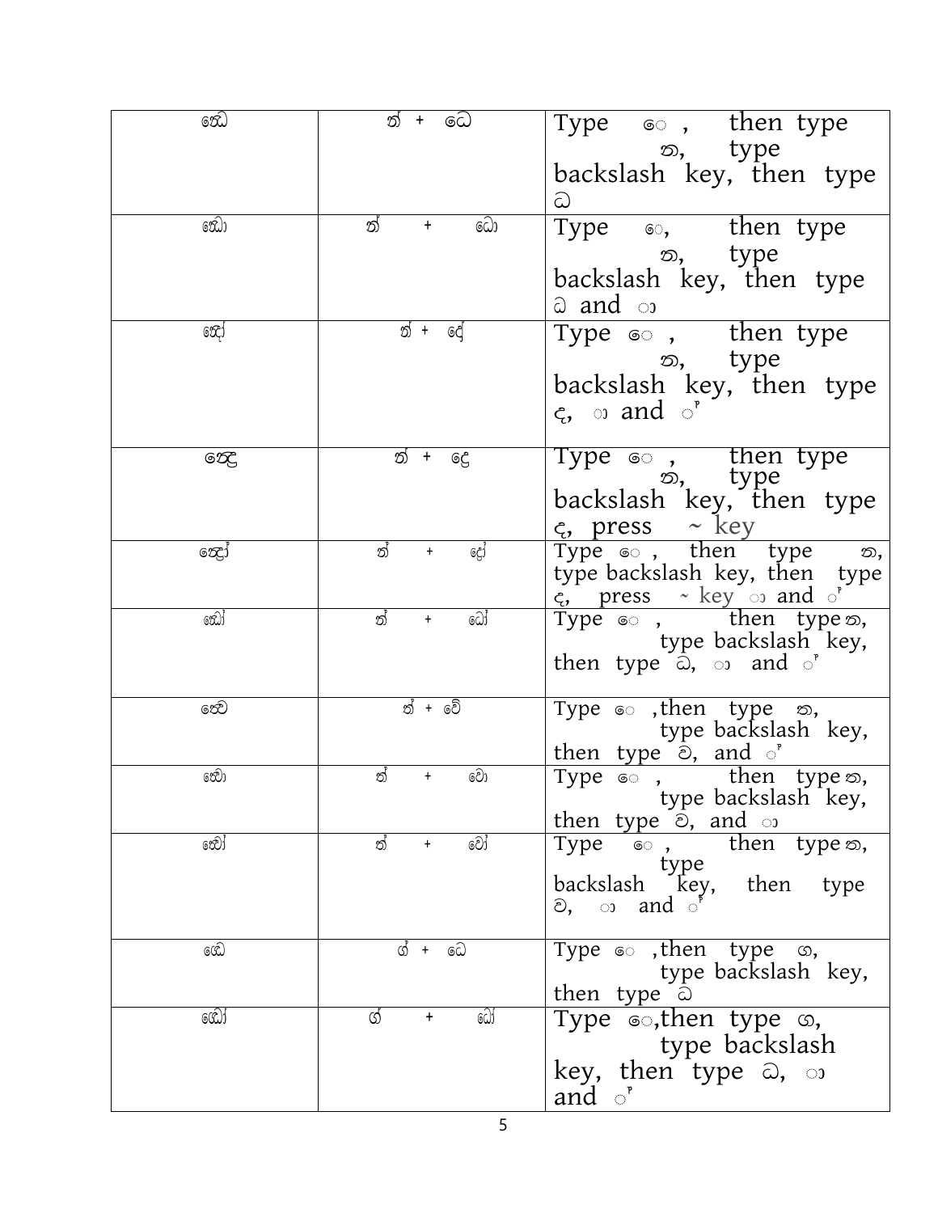| ත්‍ධ | ත් + ධෙ | Type ෙ , then type ත, type backslash key, then type ධ |
|---|---|---|
| ත්‍ධො | ත් + ධො | Type ෙ, then type ත, type backslash key, then type ධ and ා |
| ත්‍දෝ | ත් + දේ | Type ෙ , then type ත, type backslash key, then type ද, ා and ් |
| ත්‍දෙ | ත් + දෙ | Type ෙ , then type ත, type backslash key, then type ද, press ~ key |
| ත්‍දෝ | ත් + දෝ | Type ෙ , then type ත, type backslash key, then type ද, press ~ key ා and ් |
| ත්‍ධෝ | ත් + ධෝ | Type ෙ , then type ත, type backslash key, then type ධ, ා and ් |
| ත්‍වෙ | ත් + වේ | Type ෙ ,then type ත, type backslash key, then type ව, and ් |
| ත්‍වො | ත් + වො | Type ෙ , then type ත, type backslash key, then type ව, and ා |
| ත්‍වෝ | ත් + වෝ | Type ෙ , then type ත, type backslash key, then type ව, ා and ් |
| ග්‍ධෙ | ග් + ධෙ | Type ෙ ,then type ග, type backslash key, then type ධ |
| ග්‍ධෝ | ග් + ධෝ | Type ෙ,then type ග, type backslash key, then type ධ, ා and ් |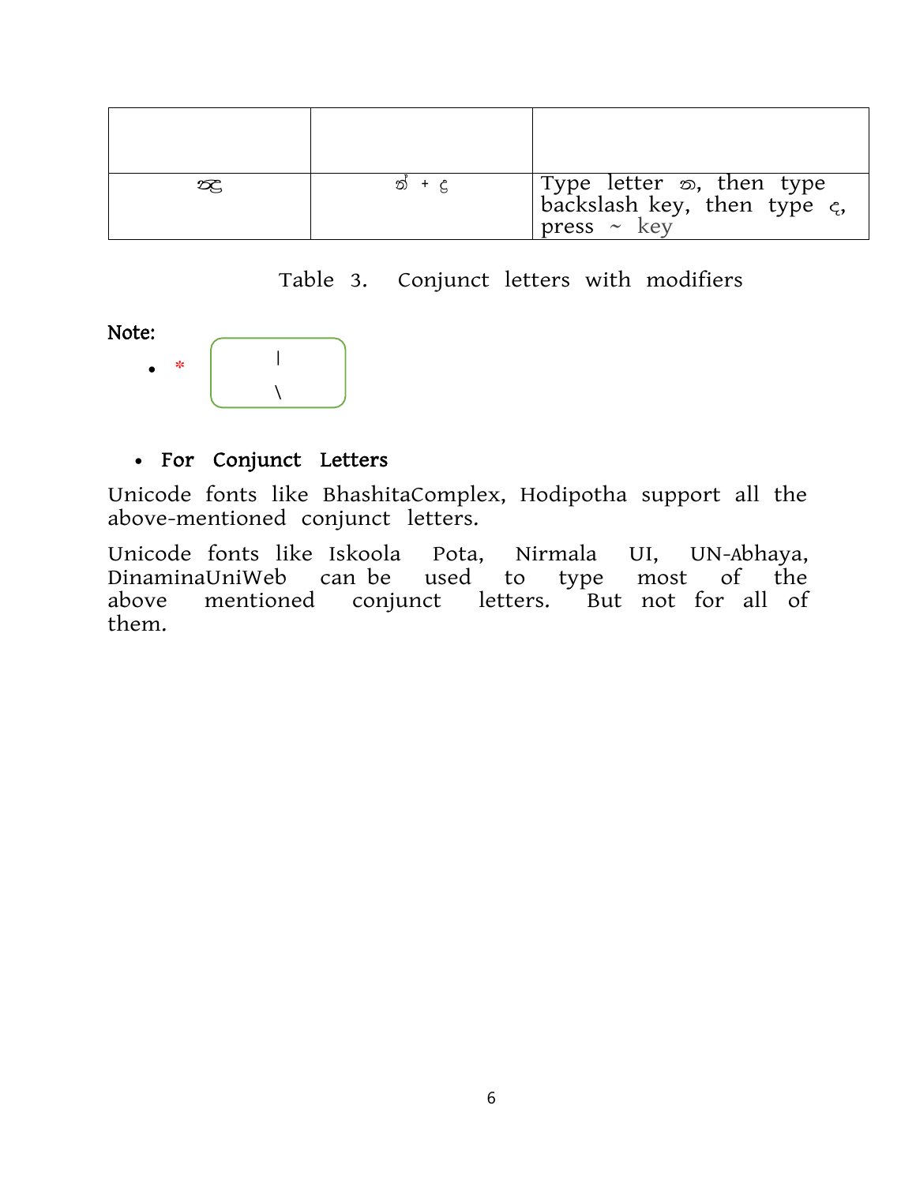| | | |
|---|---|---|
| | | |
| ත්‍ද | ත් + ද | Type letter ත, then type backslash key, then type ද, press ~ key |

Table 3. Conjunct letters with modifiers

**Note:**

- * | \

- **For Conjunct Letters**

Unicode fonts like BhashitaComplex, Hodipotha support all the above-mentioned conjunct letters.

Unicode fonts like Iskoola Pota, Nirmala UI, UN-Abhaya, DinaminaUniWeb can be used to type most of the above mentioned conjunct letters. But not for all of them.